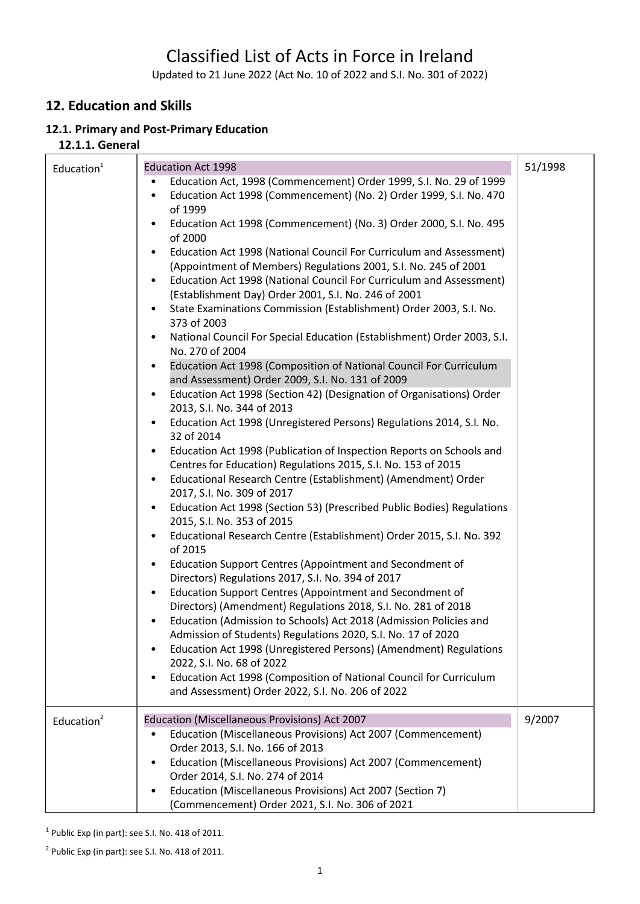# Classified List of Acts in Force in Ireland

Updated to 21 June 2022 (Act No. 10 of 2022 and S.I. No. 301 of 2022)

## 12. Education and Skills

### 12.1. Primary and Post-Primary Education

#### 12.1.1. General

| | | |
|---|---|---|
| Education[1] | Education Act 1998<br>• Education Act, 1998 (Commencement) Order 1999, S.I. No. 29 of 1999<br>• Education Act 1998 (Commencement) (No. 2) Order 1999, S.I. No. 470 of 1999<br>• Education Act 1998 (Commencement) (No. 3) Order 2000, S.I. No. 495 of 2000<br>• Education Act 1998 (National Council For Curriculum and Assessment) (Appointment of Members) Regulations 2001, S.I. No. 245 of 2001<br>• Education Act 1998 (National Council For Curriculum and Assessment) (Establishment Day) Order 2001, S.I. No. 246 of 2001<br>• State Examinations Commission (Establishment) Order 2003, S.I. No. 373 of 2003<br>• National Council For Special Education (Establishment) Order 2003, S.I. No. 270 of 2004<br>• Education Act 1998 (Composition of National Council For Curriculum and Assessment) Order 2009, S.I. No. 131 of 2009<br>• Education Act 1998 (Section 42) (Designation of Organisations) Order 2013, S.I. No. 344 of 2013<br>• Education Act 1998 (Unregistered Persons) Regulations 2014, S.I. No. 32 of 2014<br>• Education Act 1998 (Publication of Inspection Reports on Schools and Centres for Education) Regulations 2015, S.I. No. 153 of 2015<br>• Educational Research Centre (Establishment) (Amendment) Order 2017, S.I. No. 309 of 2017<br>• Education Act 1998 (Section 53) (Prescribed Public Bodies) Regulations 2015, S.I. No. 353 of 2015<br>• Educational Research Centre (Establishment) Order 2015, S.I. No. 392 of 2015<br>• Education Support Centres (Appointment and Secondment of Directors) Regulations 2017, S.I. No. 394 of 2017<br>• Education Support Centres (Appointment and Secondment of Directors) (Amendment) Regulations 2018, S.I. No. 281 of 2018<br>• Education (Admission to Schools) Act 2018 (Admission Policies and Admission of Students) Regulations 2020, S.I. No. 17 of 2020<br>• Education Act 1998 (Unregistered Persons) (Amendment) Regulations 2022, S.I. No. 68 of 2022<br>• Education Act 1998 (Composition of National Council for Curriculum and Assessment) Order 2022, S.I. No. 206 of 2022 | 51/1998 |
| Education[2] | Education (Miscellaneous Provisions) Act 2007<br>• Education (Miscellaneous Provisions) Act 2007 (Commencement) Order 2013, S.I. No. 166 of 2013<br>• Education (Miscellaneous Provisions) Act 2007 (Commencement) Order 2014, S.I. No. 274 of 2014<br>• Education (Miscellaneous Provisions) Act 2007 (Section 7) (Commencement) Order 2021, S.I. No. 306 of 2021 | 9/2007 |

[1] Public Exp (in part): see S.I. No. 418 of 2011.

[2] Public Exp (in part): see S.I. No. 418 of 2011.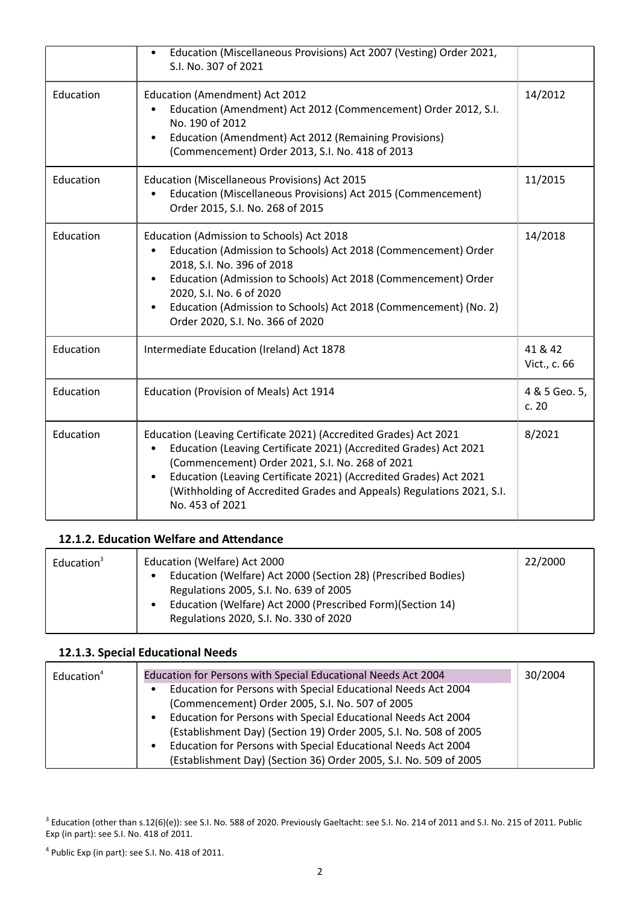| | | |
|---|---|---|
| | • Education (Miscellaneous Provisions) Act 2007 (Vesting) Order 2021, S.I. No. 307 of 2021 | |
| Education | Education (Amendment) Act 2012<br>• Education (Amendment) Act 2012 (Commencement) Order 2012, S.I. No. 190 of 2012<br>• Education (Amendment) Act 2012 (Remaining Provisions) (Commencement) Order 2013, S.I. No. 418 of 2013 | 14/2012 |
| Education | Education (Miscellaneous Provisions) Act 2015<br>• Education (Miscellaneous Provisions) Act 2015 (Commencement) Order 2015, S.I. No. 268 of 2015 | 11/2015 |
| Education | Education (Admission to Schools) Act 2018<br>• Education (Admission to Schools) Act 2018 (Commencement) Order 2018, S.I. No. 396 of 2018<br>• Education (Admission to Schools) Act 2018 (Commencement) Order 2020, S.I. No. 6 of 2020<br>• Education (Admission to Schools) Act 2018 (Commencement) (No. 2) Order 2020, S.I. No. 366 of 2020 | 14/2018 |
| Education | Intermediate Education (Ireland) Act 1878 | 41 & 42 Vict., c. 66 |
| Education | Education (Provision of Meals) Act 1914 | 4 & 5 Geo. 5, c. 20 |
| Education | Education (Leaving Certificate 2021) (Accredited Grades) Act 2021<br>• Education (Leaving Certificate 2021) (Accredited Grades) Act 2021 (Commencement) Order 2021, S.I. No. 268 of 2021<br>• Education (Leaving Certificate 2021) (Accredited Grades) Act 2021 (Withholding of Accredited Grades and Appeals) Regulations 2021, S.I. No. 453 of 2021 | 8/2021 |

### 12.1.2. Education Welfare and Attendance

| | | |
|---|---|---|
| Education[3] | Education (Welfare) Act 2000<br>• Education (Welfare) Act 2000 (Section 28) (Prescribed Bodies) Regulations 2005, S.I. No. 639 of 2005<br>• Education (Welfare) Act 2000 (Prescribed Form)(Section 14) Regulations 2020, S.I. No. 330 of 2020 | 22/2000 |

### 12.1.3. Special Educational Needs

| | | |
|---|---|---|
| Education[4] | Education for Persons with Special Educational Needs Act 2004<br>• Education for Persons with Special Educational Needs Act 2004 (Commencement) Order 2005, S.I. No. 507 of 2005<br>• Education for Persons with Special Educational Needs Act 2004 (Establishment Day) (Section 19) Order 2005, S.I. No. 508 of 2005<br>• Education for Persons with Special Educational Needs Act 2004 (Establishment Day) (Section 36) Order 2005, S.I. No. 509 of 2005 | 30/2004 |

[3] Education (other than s.12(6)(e)): see S.I. No. 588 of 2020. Previously Gaeltacht: see S.I. No. 214 of 2011 and S.I. No. 215 of 2011. Public Exp (in part): see S.I. No. 418 of 2011.

[4] Public Exp (in part): see S.I. No. 418 of 2011.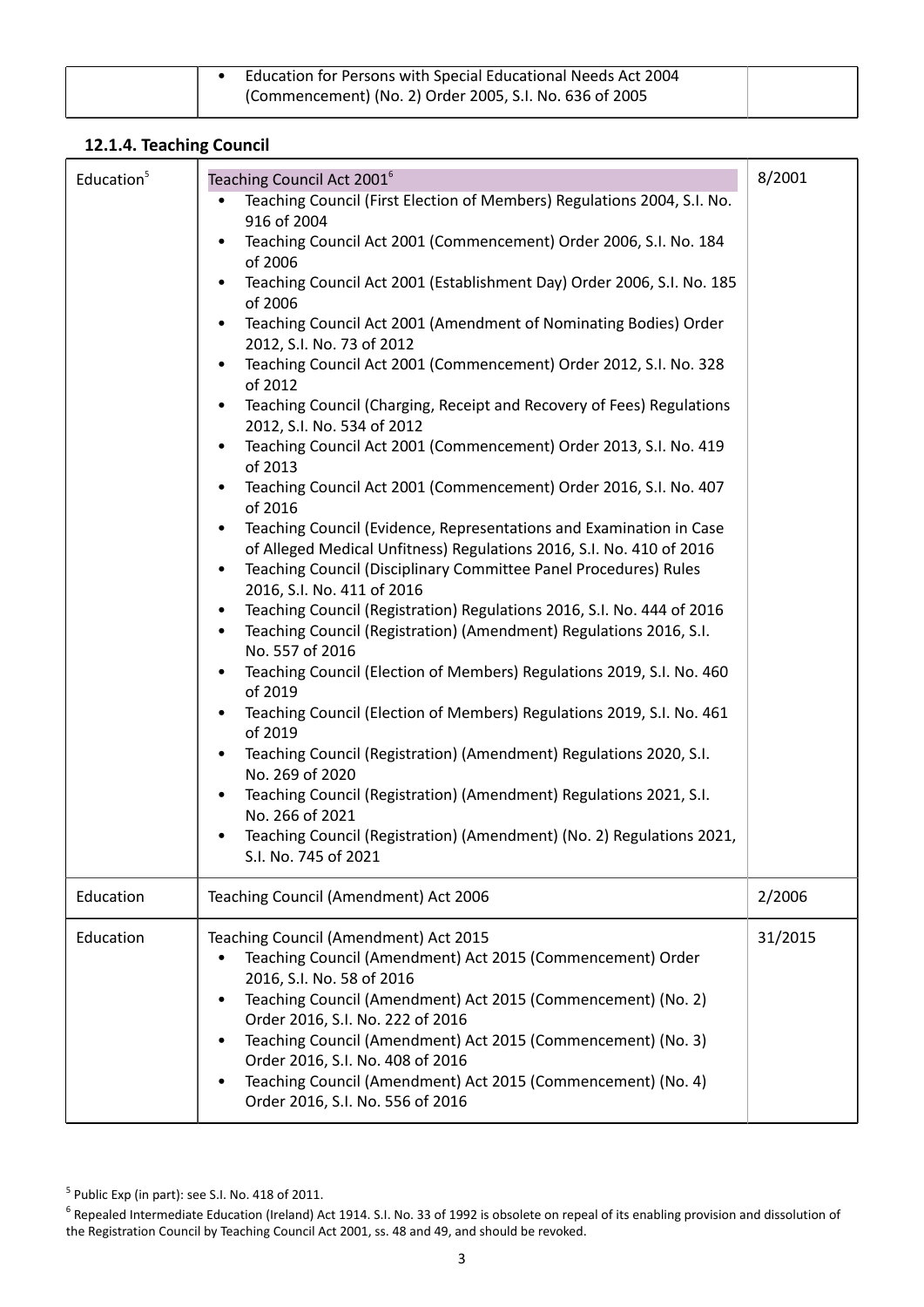| | • Education for Persons with Special Educational Needs Act 2004 (Commencement) (No. 2) Order 2005, S.I. No. 636 of 2005 | |
|---|---|---|

### 12.1.4. Teaching Council

| | | |
|---|---|---|
| Education[5] | Teaching Council Act 2001[6]<br>• Teaching Council (First Election of Members) Regulations 2004, S.I. No. 916 of 2004<br>• Teaching Council Act 2001 (Commencement) Order 2006, S.I. No. 184 of 2006<br>• Teaching Council Act 2001 (Establishment Day) Order 2006, S.I. No. 185 of 2006<br>• Teaching Council Act 2001 (Amendment of Nominating Bodies) Order 2012, S.I. No. 73 of 2012<br>• Teaching Council Act 2001 (Commencement) Order 2012, S.I. No. 328 of 2012<br>• Teaching Council (Charging, Receipt and Recovery of Fees) Regulations 2012, S.I. No. 534 of 2012<br>• Teaching Council Act 2001 (Commencement) Order 2013, S.I. No. 419 of 2013<br>• Teaching Council Act 2001 (Commencement) Order 2016, S.I. No. 407 of 2016<br>• Teaching Council (Evidence, Representations and Examination in Case of Alleged Medical Unfitness) Regulations 2016, S.I. No. 410 of 2016<br>• Teaching Council (Disciplinary Committee Panel Procedures) Rules 2016, S.I. No. 411 of 2016<br>• Teaching Council (Registration) Regulations 2016, S.I. No. 444 of 2016<br>• Teaching Council (Registration) (Amendment) Regulations 2016, S.I. No. 557 of 2016<br>• Teaching Council (Election of Members) Regulations 2019, S.I. No. 460 of 2019<br>• Teaching Council (Election of Members) Regulations 2019, S.I. No. 461 of 2019<br>• Teaching Council (Registration) (Amendment) Regulations 2020, S.I. No. 269 of 2020<br>• Teaching Council (Registration) (Amendment) Regulations 2021, S.I. No. 266 of 2021<br>• Teaching Council (Registration) (Amendment) (No. 2) Regulations 2021, S.I. No. 745 of 2021 | 8/2001 |
| Education | Teaching Council (Amendment) Act 2006 | 2/2006 |
| Education | Teaching Council (Amendment) Act 2015<br>• Teaching Council (Amendment) Act 2015 (Commencement) Order 2016, S.I. No. 58 of 2016<br>• Teaching Council (Amendment) Act 2015 (Commencement) (No. 2) Order 2016, S.I. No. 222 of 2016<br>• Teaching Council (Amendment) Act 2015 (Commencement) (No. 3) Order 2016, S.I. No. 408 of 2016<br>• Teaching Council (Amendment) Act 2015 (Commencement) (No. 4) Order 2016, S.I. No. 556 of 2016 | 31/2015 |

[5] Public Exp (in part): see S.I. No. 418 of 2011.

[6] Repealed Intermediate Education (Ireland) Act 1914. S.I. No. 33 of 1992 is obsolete on repeal of its enabling provision and dissolution of the Registration Council by Teaching Council Act 2001, ss. 48 and 49, and should be revoked.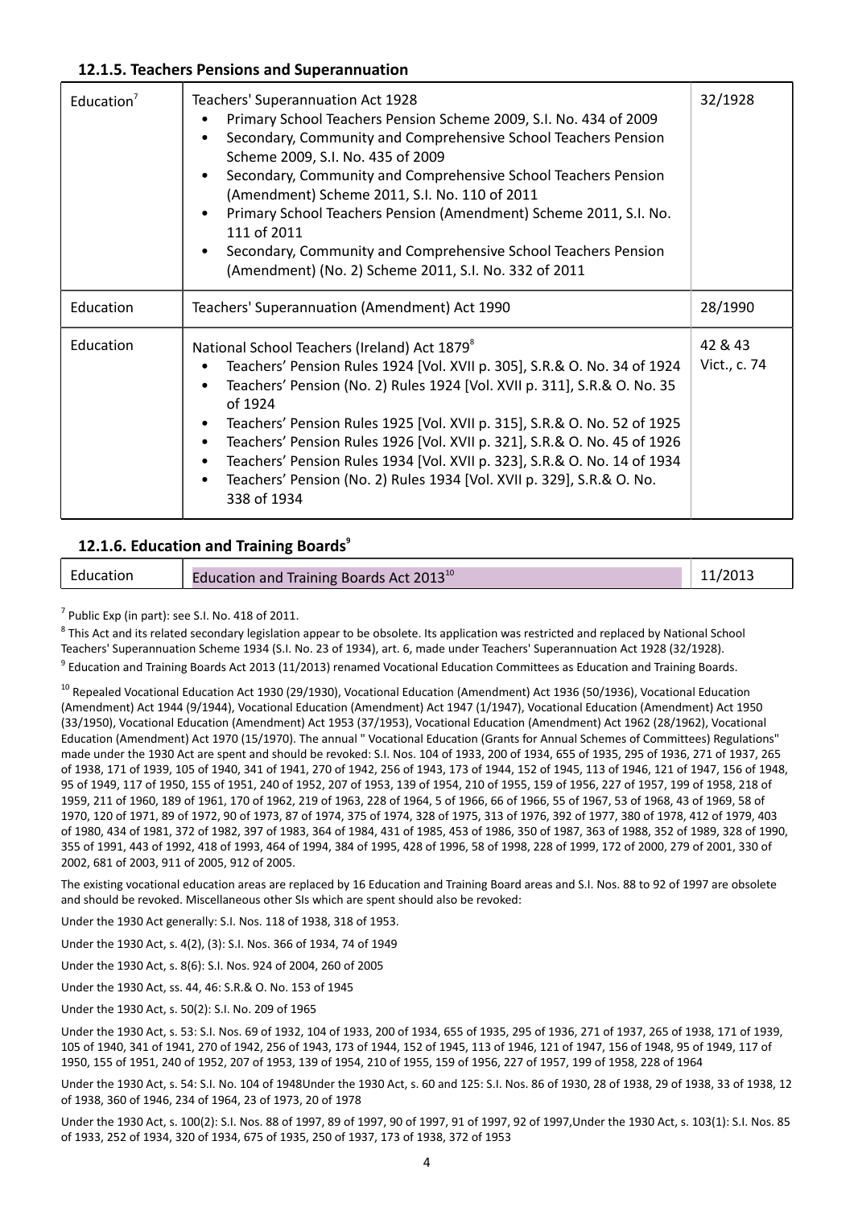### 12.1.5. Teachers Pensions and Superannuation

| | | |
|---|---|---|
| Education[7] | Teachers' Superannuation Act 1928<br>• Primary School Teachers Pension Scheme 2009, S.I. No. 434 of 2009<br>• Secondary, Community and Comprehensive School Teachers Pension Scheme 2009, S.I. No. 435 of 2009<br>• Secondary, Community and Comprehensive School Teachers Pension (Amendment) Scheme 2011, S.I. No. 110 of 2011<br>• Primary School Teachers Pension (Amendment) Scheme 2011, S.I. No. 111 of 2011<br>• Secondary, Community and Comprehensive School Teachers Pension (Amendment) (No. 2) Scheme 2011, S.I. No. 332 of 2011 | 32/1928 |
| Education | Teachers' Superannuation (Amendment) Act 1990 | 28/1990 |
| Education | National School Teachers (Ireland) Act 1879[8]<br>• Teachers' Pension Rules 1924 [Vol. XVII p. 305], S.R.& O. No. 34 of 1924<br>• Teachers' Pension (No. 2) Rules 1924 [Vol. XVII p. 311], S.R.& O. No. 35 of 1924<br>• Teachers' Pension Rules 1925 [Vol. XVII p. 315], S.R.& O. No. 52 of 1925<br>• Teachers' Pension Rules 1926 [Vol. XVII p. 321], S.R.& O. No. 45 of 1926<br>• Teachers' Pension Rules 1934 [Vol. XVII p. 323], S.R.& O. No. 14 of 1934<br>• Teachers' Pension (No. 2) Rules 1934 [Vol. XVII p. 329], S.R.& O. No. 338 of 1934 | 42 & 43 Vict., c. 74 |

### 12.1.6. Education and Training Boards[9]

| | | |
|---|---|---|
| Education | Education and Training Boards Act 2013[10] | 11/2013 |

[7] Public Exp (in part): see S.I. No. 418 of 2011.

[8] This Act and its related secondary legislation appear to be obsolete. Its application was restricted and replaced by National School Teachers' Superannuation Scheme 1934 (S.I. No. 23 of 1934), art. 6, made under Teachers' Superannuation Act 1928 (32/1928).

[9] Education and Training Boards Act 2013 (11/2013) renamed Vocational Education Committees as Education and Training Boards.

[10] Repealed Vocational Education Act 1930 (29/1930), Vocational Education (Amendment) Act 1936 (50/1936), Vocational Education (Amendment) Act 1944 (9/1944), Vocational Education (Amendment) Act 1947 (1/1947), Vocational Education (Amendment) Act 1950 (33/1950), Vocational Education (Amendment) Act 1953 (37/1953), Vocational Education (Amendment) Act 1962 (28/1962), Vocational Education (Amendment) Act 1970 (15/1970). The annual " Vocational Education (Grants for Annual Schemes of Committees) Regulations" made under the 1930 Act are spent and should be revoked: S.I. Nos. 104 of 1933, 200 of 1934, 655 of 1935, 295 of 1936, 271 of 1937, 265 of 1938, 171 of 1939, 105 of 1940, 341 of 1941, 270 of 1942, 256 of 1943, 173 of 1944, 152 of 1945, 113 of 1946, 121 of 1947, 156 of 1948, 95 of 1949, 117 of 1950, 155 of 1951, 240 of 1952, 207 of 1953, 139 of 1954, 210 of 1955, 159 of 1956, 227 of 1957, 199 of 1958, 218 of 1959, 211 of 1960, 189 of 1961, 170 of 1962, 219 of 1963, 228 of 1964, 5 of 1966, 66 of 1966, 55 of 1967, 53 of 1968, 43 of 1969, 58 of 1970, 120 of 1971, 89 of 1972, 90 of 1973, 87 of 1974, 375 of 1974, 328 of 1975, 313 of 1976, 392 of 1977, 380 of 1978, 412 of 1979, 403 of 1980, 434 of 1981, 372 of 1982, 397 of 1983, 364 of 1984, 431 of 1985, 453 of 1986, 350 of 1987, 363 of 1988, 352 of 1989, 328 of 1990, 355 of 1991, 443 of 1992, 418 of 1993, 464 of 1994, 384 of 1995, 428 of 1996, 58 of 1998, 228 of 1999, 172 of 2000, 279 of 2001, 330 of 2002, 681 of 2003, 911 of 2005, 912 of 2005.

The existing vocational education areas are replaced by 16 Education and Training Board areas and S.I. Nos. 88 to 92 of 1997 are obsolete and should be revoked. Miscellaneous other SIs which are spent should also be revoked:

Under the 1930 Act generally: S.I. Nos. 118 of 1938, 318 of 1953.

Under the 1930 Act, s. 4(2), (3): S.I. Nos. 366 of 1934, 74 of 1949

Under the 1930 Act, s. 8(6): S.I. Nos. 924 of 2004, 260 of 2005

Under the 1930 Act, ss. 44, 46: S.R.& O. No. 153 of 1945

Under the 1930 Act, s. 50(2): S.I. No. 209 of 1965

Under the 1930 Act, s. 53: S.I. Nos. 69 of 1932, 104 of 1933, 200 of 1934, 655 of 1935, 295 of 1936, 271 of 1937, 265 of 1938, 171 of 1939, 105 of 1940, 341 of 1941, 270 of 1942, 256 of 1943, 173 of 1944, 152 of 1945, 113 of 1946, 121 of 1947, 156 of 1948, 95 of 1949, 117 of 1950, 155 of 1951, 240 of 1952, 207 of 1953, 139 of 1954, 210 of 1955, 159 of 1956, 227 of 1957, 199 of 1958, 228 of 1964

Under the 1930 Act, s. 54: S.I. No. 104 of 1948Under the 1930 Act, s. 60 and 125: S.I. Nos. 86 of 1930, 28 of 1938, 29 of 1938, 33 of 1938, 12 of 1938, 360 of 1946, 234 of 1964, 23 of 1973, 20 of 1978

Under the 1930 Act, s. 100(2): S.I. Nos. 88 of 1997, 89 of 1997, 90 of 1997, 91 of 1997, 92 of 1997,Under the 1930 Act, s. 103(1): S.I. Nos. 85 of 1933, 252 of 1934, 320 of 1934, 675 of 1935, 250 of 1937, 173 of 1938, 372 of 1953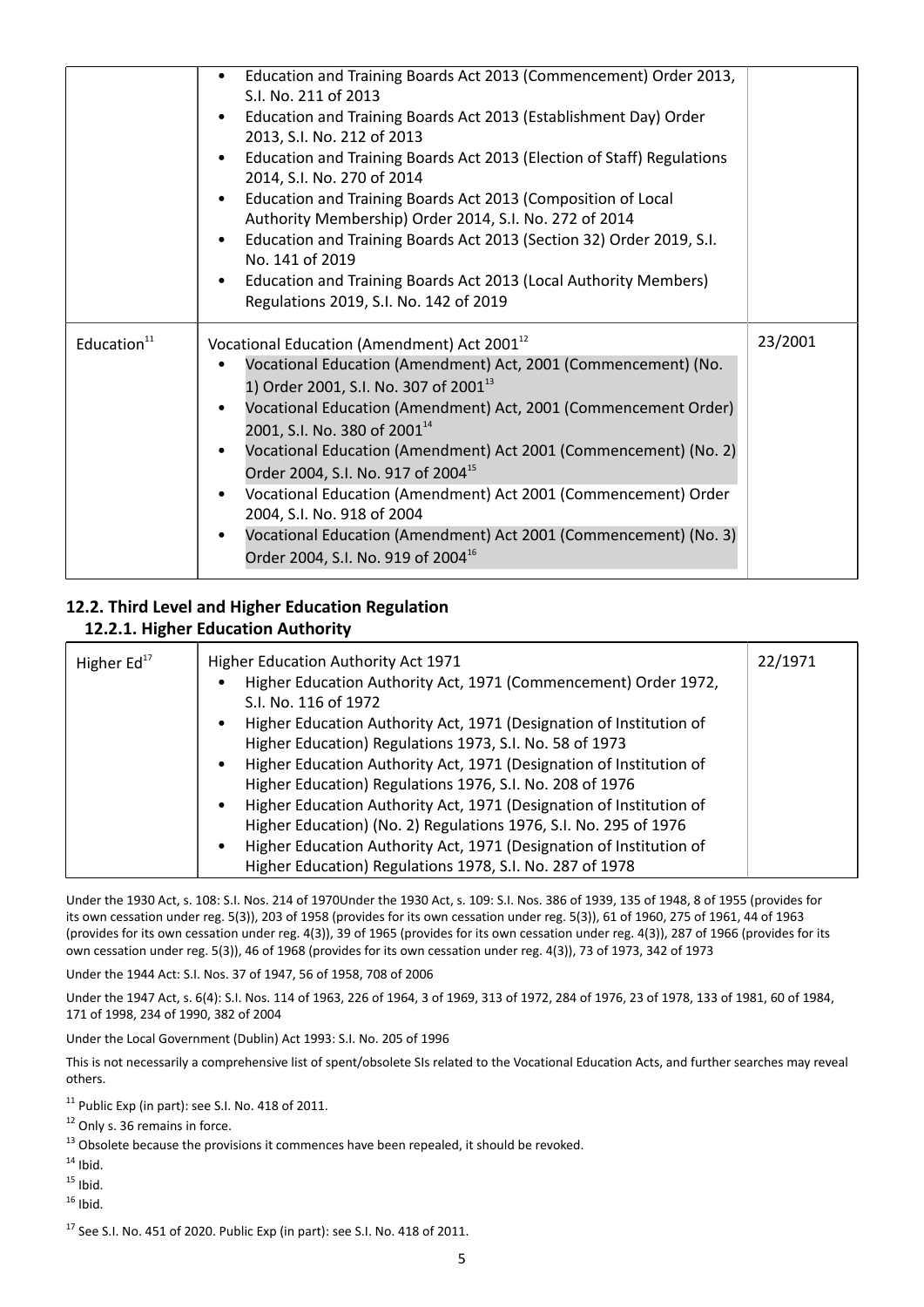| | • Education and Training Boards Act 2013 (Commencement) Order 2013, S.I. No. 211 of 2013<br>• Education and Training Boards Act 2013 (Establishment Day) Order 2013, S.I. No. 212 of 2013<br>• Education and Training Boards Act 2013 (Election of Staff) Regulations 2014, S.I. No. 270 of 2014<br>• Education and Training Boards Act 2013 (Composition of Local Authority Membership) Order 2014, S.I. No. 272 of 2014<br>• Education and Training Boards Act 2013 (Section 32) Order 2019, S.I. No. 141 of 2019<br>• Education and Training Boards Act 2013 (Local Authority Members) Regulations 2019, S.I. No. 142 of 2019 | |
|---|---|---|
| Education[11] | Vocational Education (Amendment) Act 2001[12]<br>• Vocational Education (Amendment) Act, 2001 (Commencement) (No. 1) Order 2001, S.I. No. 307 of 2001[13]<br>• Vocational Education (Amendment) Act, 2001 (Commencement Order) 2001, S.I. No. 380 of 2001[14]<br>• Vocational Education (Amendment) Act 2001 (Commencement) (No. 2) Order 2004, S.I. No. 917 of 2004[15]<br>• Vocational Education (Amendment) Act 2001 (Commencement) Order 2004, S.I. No. 918 of 2004<br>• Vocational Education (Amendment) Act 2001 (Commencement) (No. 3) Order 2004, S.I. No. 919 of 2004[16] | 23/2001 |

## 12.2. Third Level and Higher Education Regulation

### 12.2.1. Higher Education Authority

| Higher Ed[17] | Higher Education Authority Act 1971<br>• Higher Education Authority Act, 1971 (Commencement) Order 1972, S.I. No. 116 of 1972<br>• Higher Education Authority Act, 1971 (Designation of Institution of Higher Education) Regulations 1973, S.I. No. 58 of 1973<br>• Higher Education Authority Act, 1971 (Designation of Institution of Higher Education) Regulations 1976, S.I. No. 208 of 1976<br>• Higher Education Authority Act, 1971 (Designation of Institution of Higher Education) (No. 2) Regulations 1976, S.I. No. 295 of 1976<br>• Higher Education Authority Act, 1971 (Designation of Institution of Higher Education) Regulations 1978, S.I. No. 287 of 1978 | 22/1971 |
|---|---|---|

Under the 1930 Act, s. 108: S.I. Nos. 214 of 1970Under the 1930 Act, s. 109: S.I. Nos. 386 of 1939, 135 of 1948, 8 of 1955 (provides for its own cessation under reg. 5(3)), 203 of 1958 (provides for its own cessation under reg. 5(3)), 61 of 1960, 275 of 1961, 44 of 1963 (provides for its own cessation under reg. 4(3)), 39 of 1965 (provides for its own cessation under reg. 4(3)), 287 of 1966 (provides for its own cessation under reg. 5(3)), 46 of 1968 (provides for its own cessation under reg. 4(3)), 73 of 1973, 342 of 1973

Under the 1944 Act: S.I. Nos. 37 of 1947, 56 of 1958, 708 of 2006

Under the 1947 Act, s. 6(4): S.I. Nos. 114 of 1963, 226 of 1964, 3 of 1969, 313 of 1972, 284 of 1976, 23 of 1978, 133 of 1981, 60 of 1984, 171 of 1998, 234 of 1990, 382 of 2004

Under the Local Government (Dublin) Act 1993: S.I. No. 205 of 1996

This is not necessarily a comprehensive list of spent/obsolete SIs related to the Vocational Education Acts, and further searches may reveal others.

[11] Public Exp (in part): see S.I. No. 418 of 2011.

[12] Only s. 36 remains in force.

[13] Obsolete because the provisions it commences have been repealed, it should be revoked.

[14] Ibid.

[15] Ibid.

[16] Ibid.

[17] See S.I. No. 451 of 2020. Public Exp (in part): see S.I. No. 418 of 2011.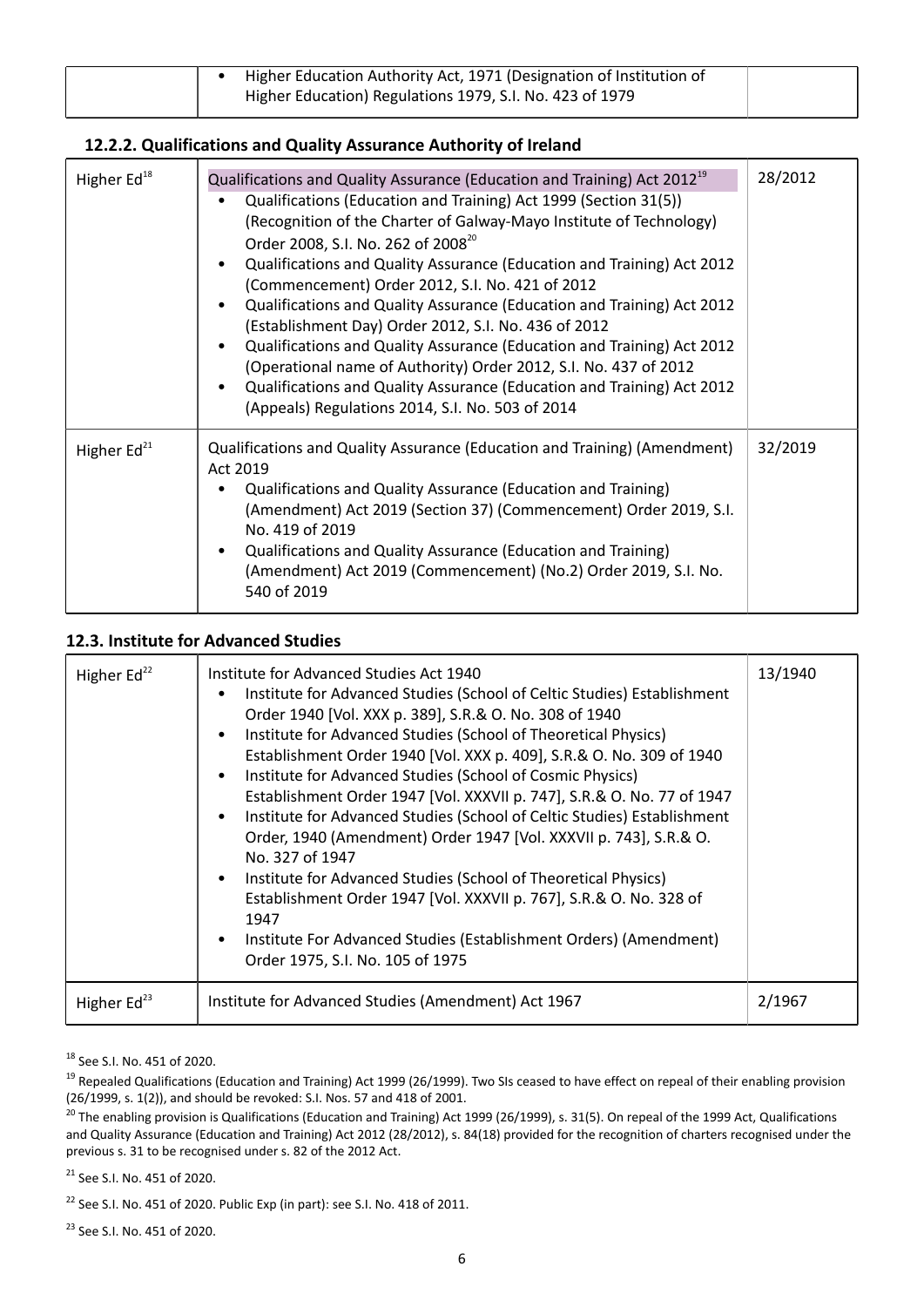| | • Higher Education Authority Act, 1971 (Designation of Institution of Higher Education) Regulations 1979, S.I. No. 423 of 1979 | |
|---|---|---|

### 12.2.2. Qualifications and Quality Assurance Authority of Ireland

| | | |
|---|---|---|
| Higher Ed[18] | Qualifications and Quality Assurance (Education and Training) Act 2012[19]<br>• Qualifications (Education and Training) Act 1999 (Section 31(5)) (Recognition of the Charter of Galway-Mayo Institute of Technology) Order 2008, S.I. No. 262 of 2008[20]<br>• Qualifications and Quality Assurance (Education and Training) Act 2012 (Commencement) Order 2012, S.I. No. 421 of 2012<br>• Qualifications and Quality Assurance (Education and Training) Act 2012 (Establishment Day) Order 2012, S.I. No. 436 of 2012<br>• Qualifications and Quality Assurance (Education and Training) Act 2012 (Operational name of Authority) Order 2012, S.I. No. 437 of 2012<br>• Qualifications and Quality Assurance (Education and Training) Act 2012 (Appeals) Regulations 2014, S.I. No. 503 of 2014 | 28/2012 |
| Higher Ed[21] | Qualifications and Quality Assurance (Education and Training) (Amendment) Act 2019<br>• Qualifications and Quality Assurance (Education and Training) (Amendment) Act 2019 (Section 37) (Commencement) Order 2019, S.I. No. 419 of 2019<br>• Qualifications and Quality Assurance (Education and Training) (Amendment) Act 2019 (Commencement) (No.2) Order 2019, S.I. No. 540 of 2019 | 32/2019 |

### 12.3. Institute for Advanced Studies

| | | |
|---|---|---|
| Higher Ed[22] | Institute for Advanced Studies Act 1940<br>• Institute for Advanced Studies (School of Celtic Studies) Establishment Order 1940 [Vol. XXX p. 389], S.R.& O. No. 308 of 1940<br>• Institute for Advanced Studies (School of Theoretical Physics) Establishment Order 1940 [Vol. XXX p. 409], S.R.& O. No. 309 of 1940<br>• Institute for Advanced Studies (School of Cosmic Physics) Establishment Order 1947 [Vol. XXXVII p. 747], S.R.& O. No. 77 of 1947<br>• Institute for Advanced Studies (School of Celtic Studies) Establishment Order, 1940 (Amendment) Order 1947 [Vol. XXXVII p. 743], S.R.& O. No. 327 of 1947<br>• Institute for Advanced Studies (School of Theoretical Physics) Establishment Order 1947 [Vol. XXXVII p. 767], S.R.& O. No. 328 of 1947<br>• Institute For Advanced Studies (Establishment Orders) (Amendment) Order 1975, S.I. No. 105 of 1975 | 13/1940 |
| Higher Ed[23] | Institute for Advanced Studies (Amendment) Act 1967 | 2/1967 |

[18] See S.I. No. 451 of 2020.

[19] Repealed Qualifications (Education and Training) Act 1999 (26/1999). Two SIs ceased to have effect on repeal of their enabling provision (26/1999, s. 1(2)), and should be revoked: S.I. Nos. 57 and 418 of 2001.

[20] The enabling provision is Qualifications (Education and Training) Act 1999 (26/1999), s. 31(5). On repeal of the 1999 Act, Qualifications and Quality Assurance (Education and Training) Act 2012 (28/2012), s. 84(18) provided for the recognition of charters recognised under the previous s. 31 to be recognised under s. 82 of the 2012 Act.

[21] See S.I. No. 451 of 2020.

[22] See S.I. No. 451 of 2020. Public Exp (in part): see S.I. No. 418 of 2011.

[23] See S.I. No. 451 of 2020.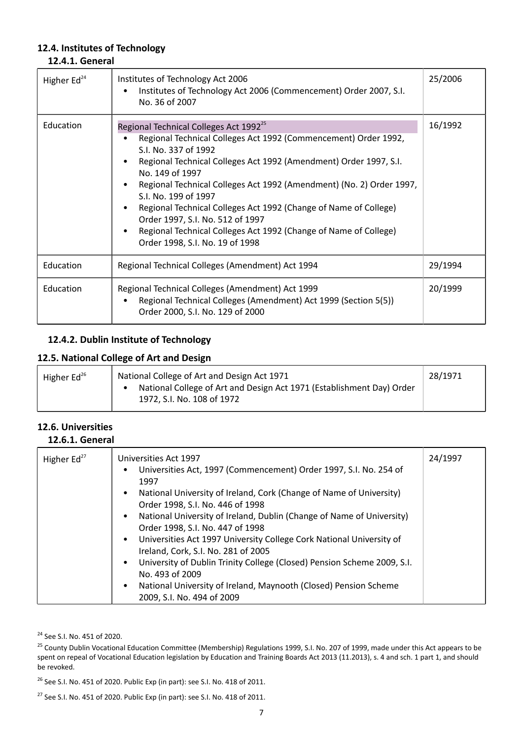## 12.4. Institutes of Technology

### 12.4.1. General

| | | |
|---|---|---|
| Higher Ed[24] | Institutes of Technology Act 2006<br>• Institutes of Technology Act 2006 (Commencement) Order 2007, S.I. No. 36 of 2007 | 25/2006 |
| Education | Regional Technical Colleges Act 1992[25]<br>• Regional Technical Colleges Act 1992 (Commencement) Order 1992, S.I. No. 337 of 1992<br>• Regional Technical Colleges Act 1992 (Amendment) Order 1997, S.I. No. 149 of 1997<br>• Regional Technical Colleges Act 1992 (Amendment) (No. 2) Order 1997, S.I. No. 199 of 1997<br>• Regional Technical Colleges Act 1992 (Change of Name of College) Order 1997, S.I. No. 512 of 1997<br>• Regional Technical Colleges Act 1992 (Change of Name of College) Order 1998, S.I. No. 19 of 1998 | 16/1992 |
| Education | Regional Technical Colleges (Amendment) Act 1994 | 29/1994 |
| Education | Regional Technical Colleges (Amendment) Act 1999<br>• Regional Technical Colleges (Amendment) Act 1999 (Section 5(5)) Order 2000, S.I. No. 129 of 2000 | 20/1999 |

### 12.4.2. Dublin Institute of Technology

## 12.5. National College of Art and Design

| | | |
|---|---|---|
| Higher Ed[26] | National College of Art and Design Act 1971<br>• National College of Art and Design Act 1971 (Establishment Day) Order 1972, S.I. No. 108 of 1972 | 28/1971 |

## 12.6. Universities

### 12.6.1. General

| | | |
|---|---|---|
| Higher Ed[27] | Universities Act 1997<br>• Universities Act, 1997 (Commencement) Order 1997, S.I. No. 254 of 1997<br>• National University of Ireland, Cork (Change of Name of University) Order 1998, S.I. No. 446 of 1998<br>• National University of Ireland, Dublin (Change of Name of University) Order 1998, S.I. No. 447 of 1998<br>• Universities Act 1997 University College Cork National University of Ireland, Cork, S.I. No. 281 of 2005<br>• University of Dublin Trinity College (Closed) Pension Scheme 2009, S.I. No. 493 of 2009<br>• National University of Ireland, Maynooth (Closed) Pension Scheme 2009, S.I. No. 494 of 2009 | 24/1997 |

[24] See S.I. No. 451 of 2020.

[25] County Dublin Vocational Education Committee (Membership) Regulations 1999, S.I. No. 207 of 1999, made under this Act appears to be spent on repeal of Vocational Education legislation by Education and Training Boards Act 2013 (11.2013), s. 4 and sch. 1 part 1, and should be revoked.

[26] See S.I. No. 451 of 2020. Public Exp (in part): see S.I. No. 418 of 2011.

[27] See S.I. No. 451 of 2020. Public Exp (in part): see S.I. No. 418 of 2011.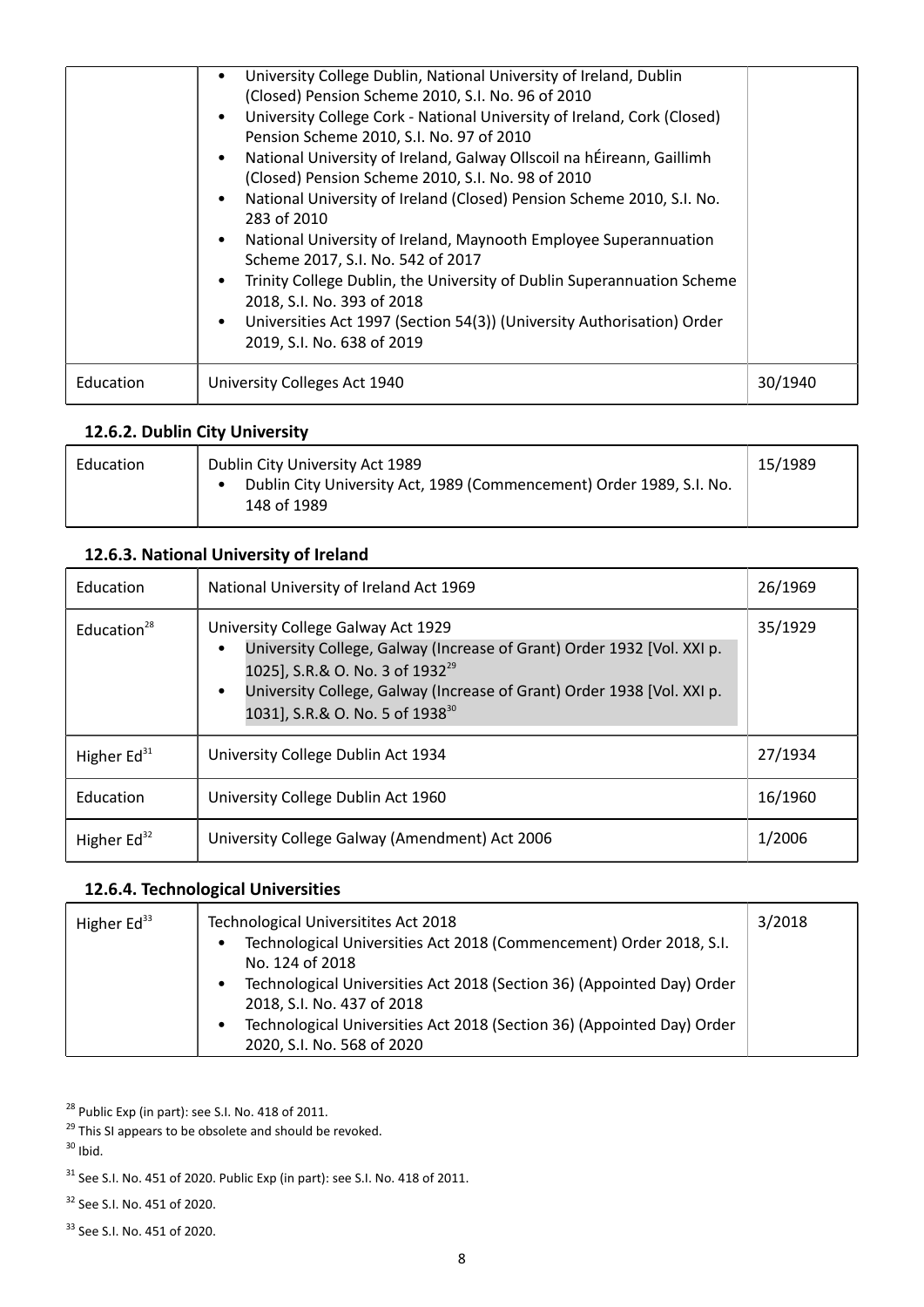| | | |
|---|---|---|
| | • University College Dublin, National University of Ireland, Dublin (Closed) Pension Scheme 2010, S.I. No. 96 of 2010<br>• University College Cork - National University of Ireland, Cork (Closed) Pension Scheme 2010, S.I. No. 97 of 2010<br>• National University of Ireland, Galway Ollscoil na hÉireann, Gaillimh (Closed) Pension Scheme 2010, S.I. No. 98 of 2010<br>• National University of Ireland (Closed) Pension Scheme 2010, S.I. No. 283 of 2010<br>• National University of Ireland, Maynooth Employee Superannuation Scheme 2017, S.I. No. 542 of 2017<br>• Trinity College Dublin, the University of Dublin Superannuation Scheme 2018, S.I. No. 393 of 2018<br>• Universities Act 1997 (Section 54(3)) (University Authorisation) Order 2019, S.I. No. 638 of 2019 | |
| Education | University Colleges Act 1940 | 30/1940 |

### 12.6.2. Dublin City University

| | | |
|---|---|---|
| Education | Dublin City University Act 1989<br>• Dublin City University Act, 1989 (Commencement) Order 1989, S.I. No. 148 of 1989 | 15/1989 |

### 12.6.3. National University of Ireland

| | | |
|---|---|---|
| Education | National University of Ireland Act 1969 | 26/1969 |
| Education[28] | University College Galway Act 1929<br>• University College, Galway (Increase of Grant) Order 1932 [Vol. XXI p. 1025], S.R.& O. No. 3 of 1932[29]<br>• University College, Galway (Increase of Grant) Order 1938 [Vol. XXI p. 1031], S.R.& O. No. 5 of 1938[30] | 35/1929 |
| Higher Ed[31] | University College Dublin Act 1934 | 27/1934 |
| Education | University College Dublin Act 1960 | 16/1960 |
| Higher Ed[32] | University College Galway (Amendment) Act 2006 | 1/2006 |

### 12.6.4. Technological Universities

| | | |
|---|---|---|
| Higher Ed[33] | Technological Universitites Act 2018<br>• Technological Universities Act 2018 (Commencement) Order 2018, S.I. No. 124 of 2018<br>• Technological Universities Act 2018 (Section 36) (Appointed Day) Order 2018, S.I. No. 437 of 2018<br>• Technological Universities Act 2018 (Section 36) (Appointed Day) Order 2020, S.I. No. 568 of 2020 | 3/2018 |

[28] Public Exp (in part): see S.I. No. 418 of 2011.

[29] This SI appears to be obsolete and should be revoked.

[30] Ibid.

[31] See S.I. No. 451 of 2020. Public Exp (in part): see S.I. No. 418 of 2011.

[32] See S.I. No. 451 of 2020.

[33] See S.I. No. 451 of 2020.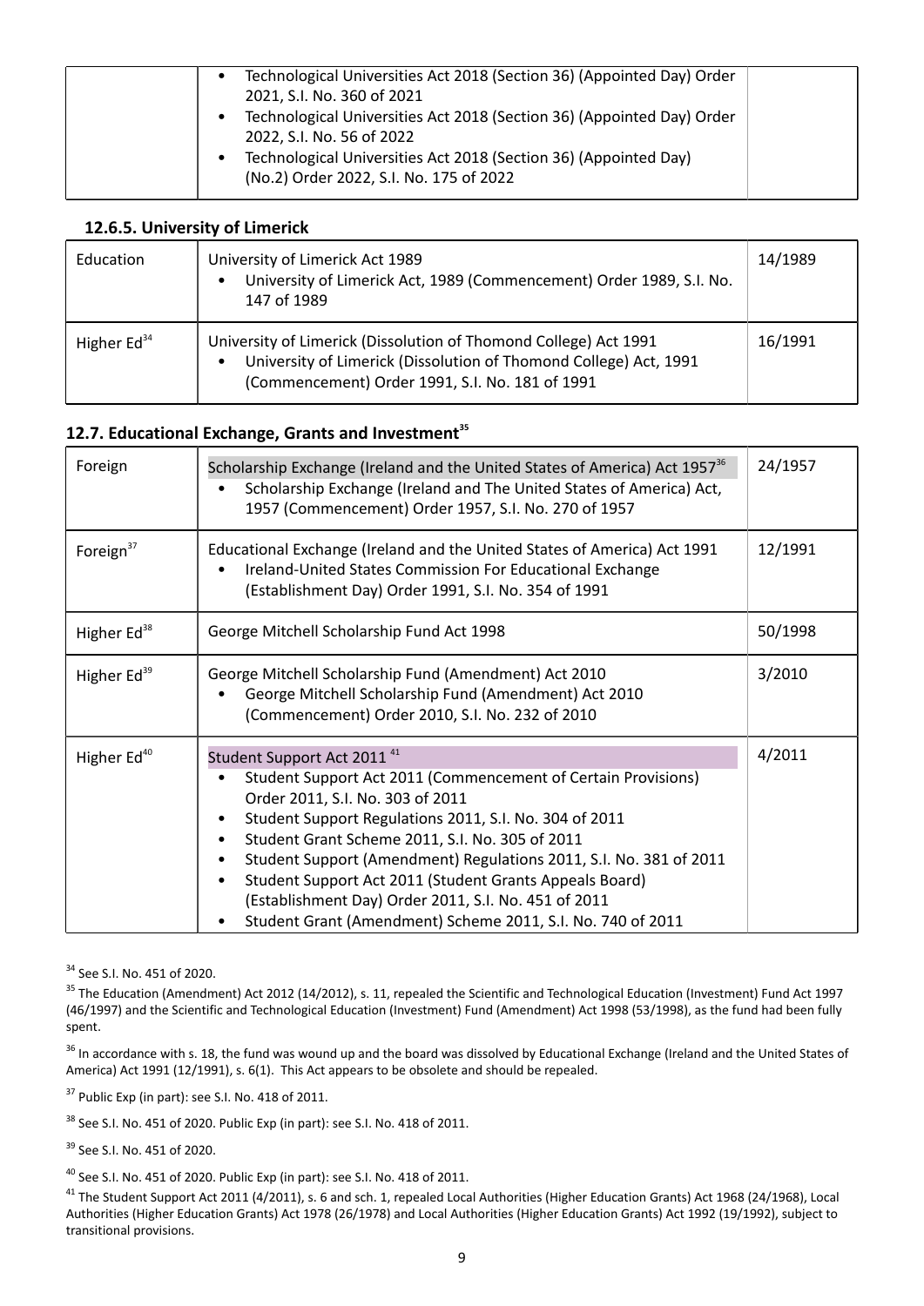| | • Technological Universities Act 2018 (Section 36) (Appointed Day) Order 2021, S.I. No. 360 of 2021<br>• Technological Universities Act 2018 (Section 36) (Appointed Day) Order 2022, S.I. No. 56 of 2022<br>• Technological Universities Act 2018 (Section 36) (Appointed Day) (No.2) Order 2022, S.I. No. 175 of 2022 | |
|---|---|---|

### 12.6.5. University of Limerick

| Education | University of Limerick Act 1989<br>• University of Limerick Act, 1989 (Commencement) Order 1989, S.I. No. 147 of 1989 | 14/1989 |
|---|---|---|
| Higher Ed[34] | University of Limerick (Dissolution of Thomond College) Act 1991<br>• University of Limerick (Dissolution of Thomond College) Act, 1991 (Commencement) Order 1991, S.I. No. 181 of 1991 | 16/1991 |

## 12.7. Educational Exchange, Grants and Investment[35]

| Foreign | Scholarship Exchange (Ireland and the United States of America) Act 1957[36]<br>• Scholarship Exchange (Ireland and The United States of America) Act, 1957 (Commencement) Order 1957, S.I. No. 270 of 1957 | 24/1957 |
|---|---|---|
| Foreign[37] | Educational Exchange (Ireland and the United States of America) Act 1991<br>• Ireland-United States Commission For Educational Exchange (Establishment Day) Order 1991, S.I. No. 354 of 1991 | 12/1991 |
| Higher Ed[38] | George Mitchell Scholarship Fund Act 1998 | 50/1998 |
| Higher Ed[39] | George Mitchell Scholarship Fund (Amendment) Act 2010<br>• George Mitchell Scholarship Fund (Amendment) Act 2010 (Commencement) Order 2010, S.I. No. 232 of 2010 | 3/2010 |
| Higher Ed[40] | Student Support Act 2011 [41]<br>• Student Support Act 2011 (Commencement of Certain Provisions) Order 2011, S.I. No. 303 of 2011<br>• Student Support Regulations 2011, S.I. No. 304 of 2011<br>• Student Grant Scheme 2011, S.I. No. 305 of 2011<br>• Student Support (Amendment) Regulations 2011, S.I. No. 381 of 2011<br>• Student Support Act 2011 (Student Grants Appeals Board) (Establishment Day) Order 2011, S.I. No. 451 of 2011<br>• Student Grant (Amendment) Scheme 2011, S.I. No. 740 of 2011 | 4/2011 |

[34] See S.I. No. 451 of 2020.

[35] The Education (Amendment) Act 2012 (14/2012), s. 11, repealed the Scientific and Technological Education (Investment) Fund Act 1997 (46/1997) and the Scientific and Technological Education (Investment) Fund (Amendment) Act 1998 (53/1998), as the fund had been fully spent.

[36] In accordance with s. 18, the fund was wound up and the board was dissolved by Educational Exchange (Ireland and the United States of America) Act 1991 (12/1991), s. 6(1). This Act appears to be obsolete and should be repealed.

[37] Public Exp (in part): see S.I. No. 418 of 2011.

[38] See S.I. No. 451 of 2020. Public Exp (in part): see S.I. No. 418 of 2011.

[39] See S.I. No. 451 of 2020.

[40] See S.I. No. 451 of 2020. Public Exp (in part): see S.I. No. 418 of 2011.

[41] The Student Support Act 2011 (4/2011), s. 6 and sch. 1, repealed Local Authorities (Higher Education Grants) Act 1968 (24/1968), Local Authorities (Higher Education Grants) Act 1978 (26/1978) and Local Authorities (Higher Education Grants) Act 1992 (19/1992), subject to transitional provisions.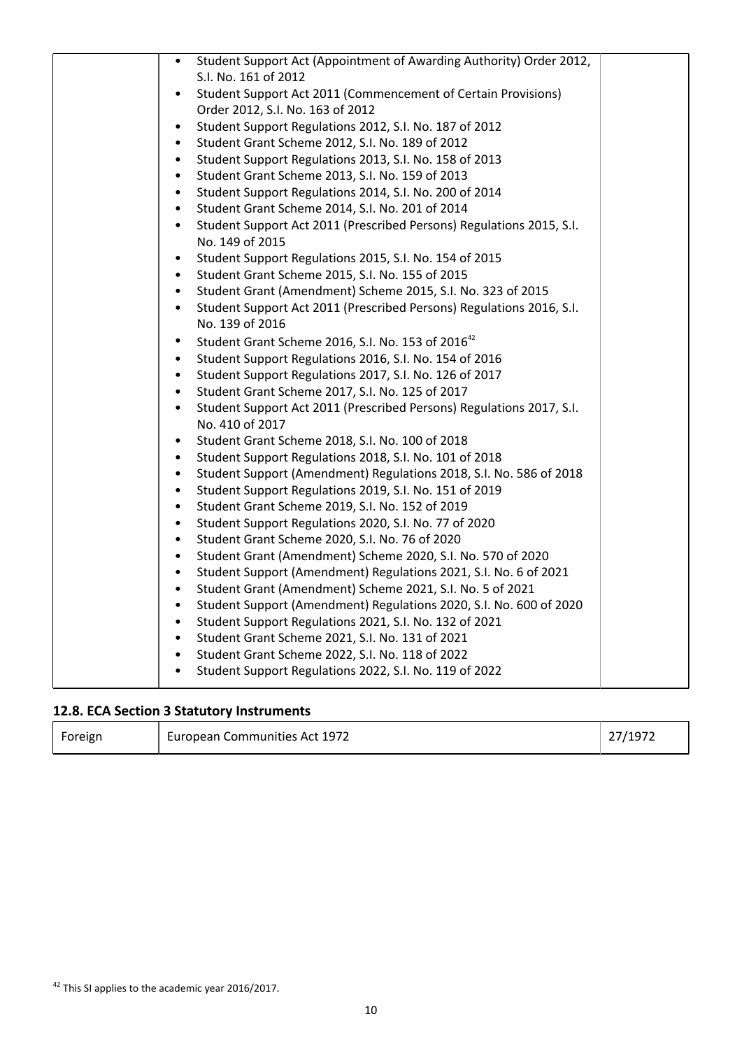| | | |
|---|---|---|
| | • Student Support Act (Appointment of Awarding Authority) Order 2012, S.I. No. 161 of 2012<br>• Student Support Act 2011 (Commencement of Certain Provisions) Order 2012, S.I. No. 163 of 2012<br>• Student Support Regulations 2012, S.I. No. 187 of 2012<br>• Student Grant Scheme 2012, S.I. No. 189 of 2012<br>• Student Support Regulations 2013, S.I. No. 158 of 2013<br>• Student Grant Scheme 2013, S.I. No. 159 of 2013<br>• Student Support Regulations 2014, S.I. No. 200 of 2014<br>• Student Grant Scheme 2014, S.I. No. 201 of 2014<br>• Student Support Act 2011 (Prescribed Persons) Regulations 2015, S.I. No. 149 of 2015<br>• Student Support Regulations 2015, S.I. No. 154 of 2015<br>• Student Grant Scheme 2015, S.I. No. 155 of 2015<br>• Student Grant (Amendment) Scheme 2015, S.I. No. 323 of 2015<br>• Student Support Act 2011 (Prescribed Persons) Regulations 2016, S.I. No. 139 of 2016<br>• Student Grant Scheme 2016, S.I. No. 153 of 2016[42]<br>• Student Support Regulations 2016, S.I. No. 154 of 2016<br>• Student Support Regulations 2017, S.I. No. 126 of 2017<br>• Student Grant Scheme 2017, S.I. No. 125 of 2017<br>• Student Support Act 2011 (Prescribed Persons) Regulations 2017, S.I. No. 410 of 2017<br>• Student Grant Scheme 2018, S.I. No. 100 of 2018<br>• Student Support Regulations 2018, S.I. No. 101 of 2018<br>• Student Support (Amendment) Regulations 2018, S.I. No. 586 of 2018<br>• Student Support Regulations 2019, S.I. No. 151 of 2019<br>• Student Grant Scheme 2019, S.I. No. 152 of 2019<br>• Student Support Regulations 2020, S.I. No. 77 of 2020<br>• Student Grant Scheme 2020, S.I. No. 76 of 2020<br>• Student Grant (Amendment) Scheme 2020, S.I. No. 570 of 2020<br>• Student Support (Amendment) Regulations 2021, S.I. No. 6 of 2021<br>• Student Grant (Amendment) Scheme 2021, S.I. No. 5 of 2021<br>• Student Support (Amendment) Regulations 2020, S.I. No. 600 of 2020<br>• Student Support Regulations 2021, S.I. No. 132 of 2021<br>• Student Grant Scheme 2021, S.I. No. 131 of 2021<br>• Student Grant Scheme 2022, S.I. No. 118 of 2022<br>• Student Support Regulations 2022, S.I. No. 119 of 2022 | |

### 12.8. ECA Section 3 Statutory Instruments

| | | |
|---|---|---|
| Foreign | European Communities Act 1972 | 27/1972 |

[42] This SI applies to the academic year 2016/2017.